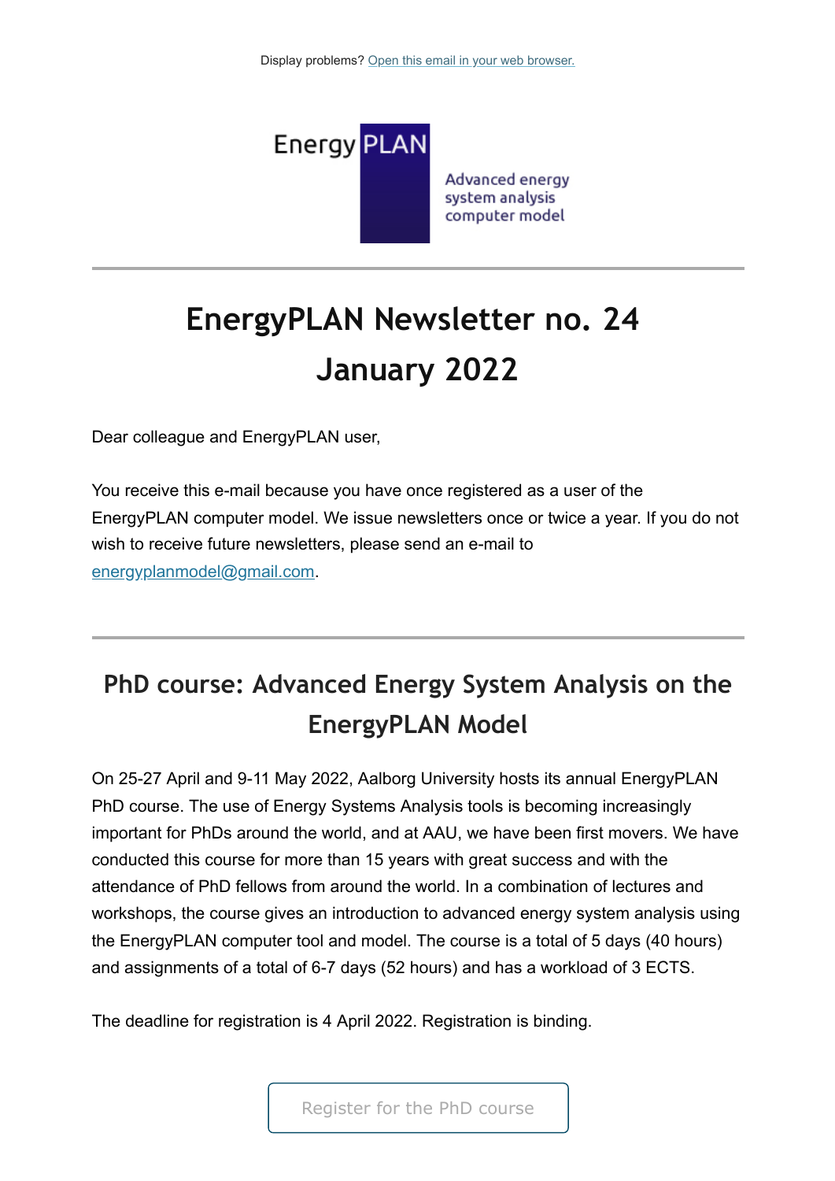Display problems? Open this email in your web browser.

Energy PLAN

Advanced energy system analysis computer model

# EnergyPLAN Newsletter no. 24
# January 2022

Dear colleague and EnergyPLAN user,

You receive this e-mail because you have once registered as a user of the EnergyPLAN computer model. We issue newsletters once or twice a year. If you do not wish to receive future newsletters, please send an e-mail to energyplanmodel@gmail.com.

## PhD course: Advanced Energy System Analysis on the EnergyPLAN Model

On 25-27 April and 9-11 May 2022, Aalborg University hosts its annual EnergyPLAN PhD course. The use of Energy Systems Analysis tools is becoming increasingly important for PhDs around the world, and at AAU, we have been first movers. We have conducted this course for more than 15 years with great success and with the attendance of PhD fellows from around the world. In a combination of lectures and workshops, the course gives an introduction to advanced energy system analysis using the EnergyPLAN computer tool and model. The course is a total of 5 days (40 hours) and assignments of a total of 6-7 days (52 hours) and has a workload of 3 ECTS.

The deadline for registration is 4 April 2022. Registration is binding.

Register for the PhD course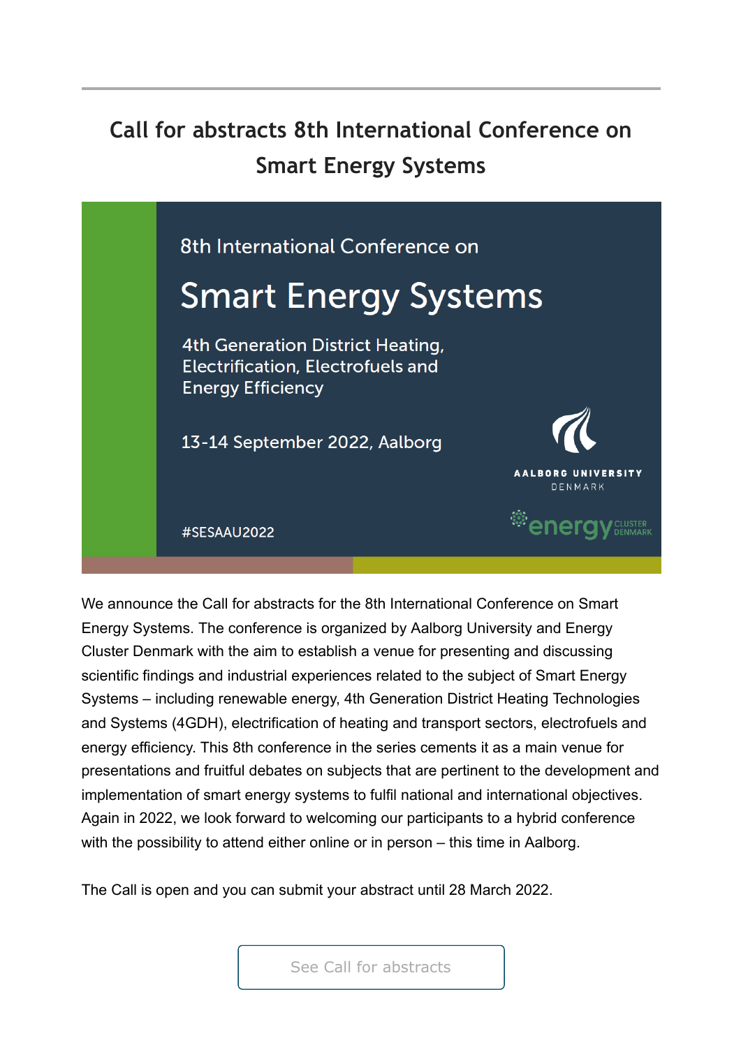## Call for abstracts 8th International Conference on Smart Energy Systems

8th International Conference on

Smart Energy Systems

4th Generation District Heating, Electrification, Electrofuels and Energy Efficiency

13-14 September 2022, Aalborg

#SESAAU2022

AALBORG UNIVERSITY DENMARK

energy CLUSTER DENMARK

We announce the Call for abstracts for the 8th International Conference on Smart Energy Systems. The conference is organized by Aalborg University and Energy Cluster Denmark with the aim to establish a venue for presenting and discussing scientific findings and industrial experiences related to the subject of Smart Energy Systems – including renewable energy, 4th Generation District Heating Technologies and Systems (4GDH), electrification of heating and transport sectors, electrofuels and energy efficiency. This 8th conference in the series cements it as a main venue for presentations and fruitful debates on subjects that are pertinent to the development and implementation of smart energy systems to fulfil national and international objectives. Again in 2022, we look forward to welcoming our participants to a hybrid conference with the possibility to attend either online or in person – this time in Aalborg.

The Call is open and you can submit your abstract until 28 March 2022.

See Call for abstracts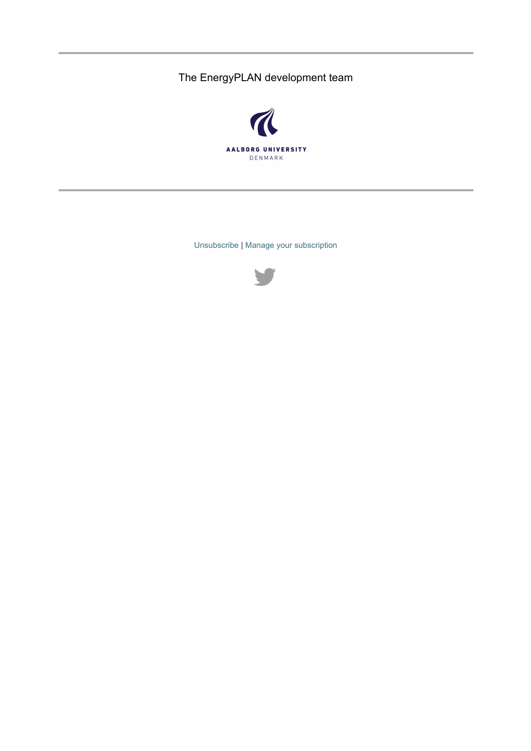---

The EnergyPLAN development team

AALBORG UNIVERSITY
DENMARK

---

Unsubscribe | Manage your subscription